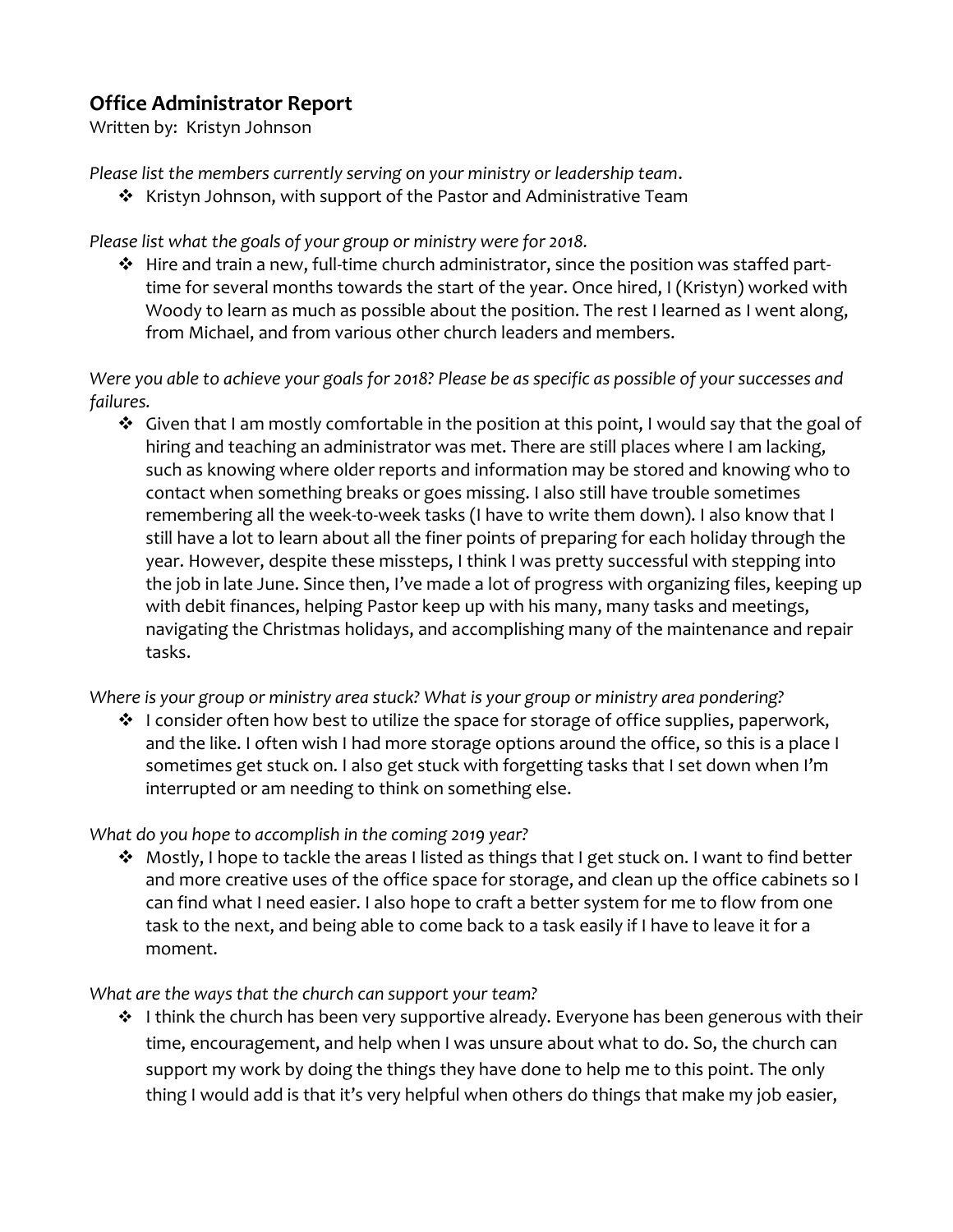## Office Administrator Report

Written by: Kristyn Johnson

*Please list the members currently serving on your ministry or leadership team.*

- Kristyn Johnson, with support of the Pastor and Administrative Team

*Please list what the goals of your group or ministry were for 2018.*

- Hire and train a new, full-time church administrator, since the position was staffed part-time for several months towards the start of the year. Once hired, I (Kristyn) worked with Woody to learn as much as possible about the position. The rest I learned as I went along, from Michael, and from various other church leaders and members.

*Were you able to achieve your goals for 2018? Please be as specific as possible of your successes and failures.*

- Given that I am mostly comfortable in the position at this point, I would say that the goal of hiring and teaching an administrator was met. There are still places where I am lacking, such as knowing where older reports and information may be stored and knowing who to contact when something breaks or goes missing. I also still have trouble sometimes remembering all the week-to-week tasks (I have to write them down). I also know that I still have a lot to learn about all the finer points of preparing for each holiday through the year. However, despite these missteps, I think I was pretty successful with stepping into the job in late June. Since then, I've made a lot of progress with organizing files, keeping up with debit finances, helping Pastor keep up with his many, many tasks and meetings, navigating the Christmas holidays, and accomplishing many of the maintenance and repair tasks.

*Where is your group or ministry area stuck? What is your group or ministry area pondering?*

- I consider often how best to utilize the space for storage of office supplies, paperwork, and the like. I often wish I had more storage options around the office, so this is a place I sometimes get stuck on. I also get stuck with forgetting tasks that I set down when I'm interrupted or am needing to think on something else.

*What do you hope to accomplish in the coming 2019 year?*

- Mostly, I hope to tackle the areas I listed as things that I get stuck on. I want to find better and more creative uses of the office space for storage, and clean up the office cabinets so I can find what I need easier. I also hope to craft a better system for me to flow from one task to the next, and being able to come back to a task easily if I have to leave it for a moment.

*What are the ways that the church can support your team?*

- I think the church has been very supportive already. Everyone has been generous with their time, encouragement, and help when I was unsure about what to do. So, the church can support my work by doing the things they have done to help me to this point. The only thing I would add is that it's very helpful when others do things that make my job easier,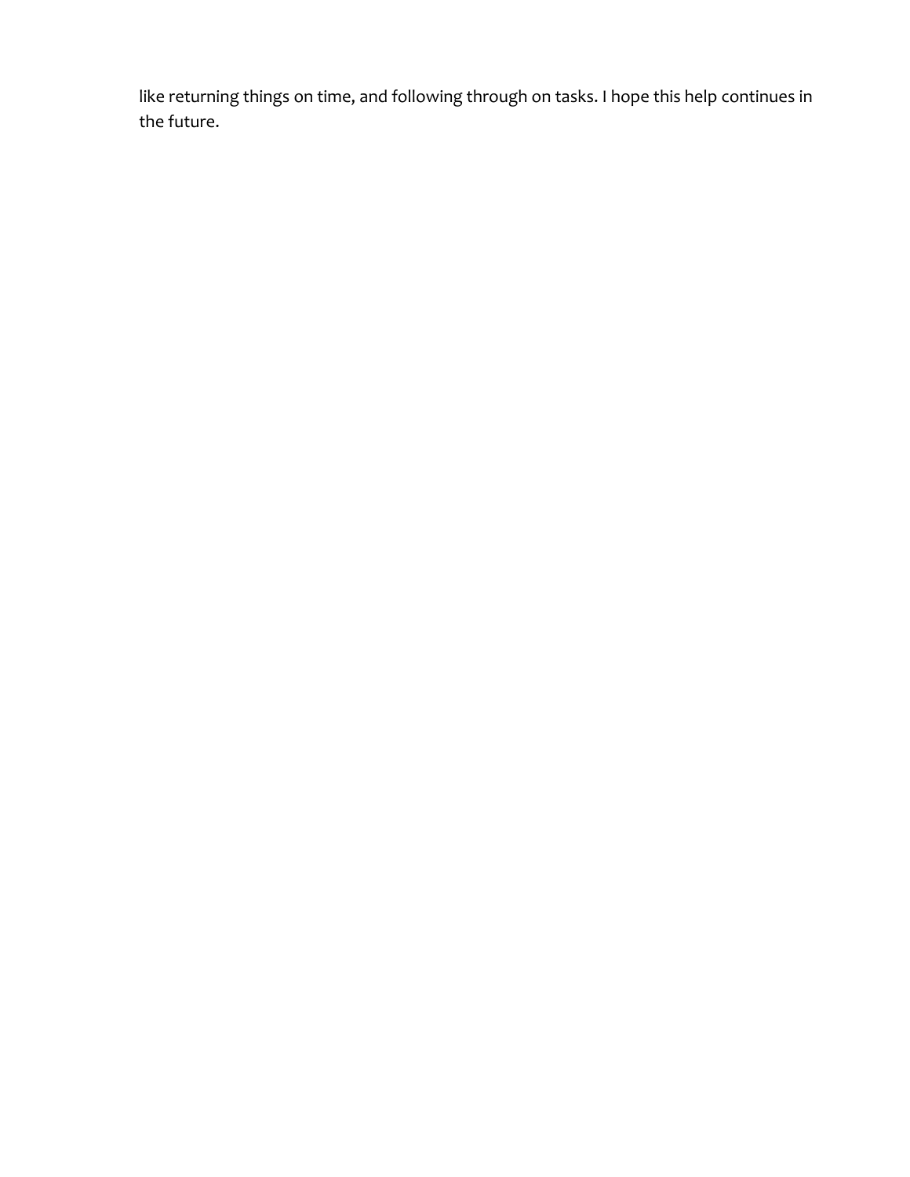like returning things on time, and following through on tasks. I hope this help continues in the future.